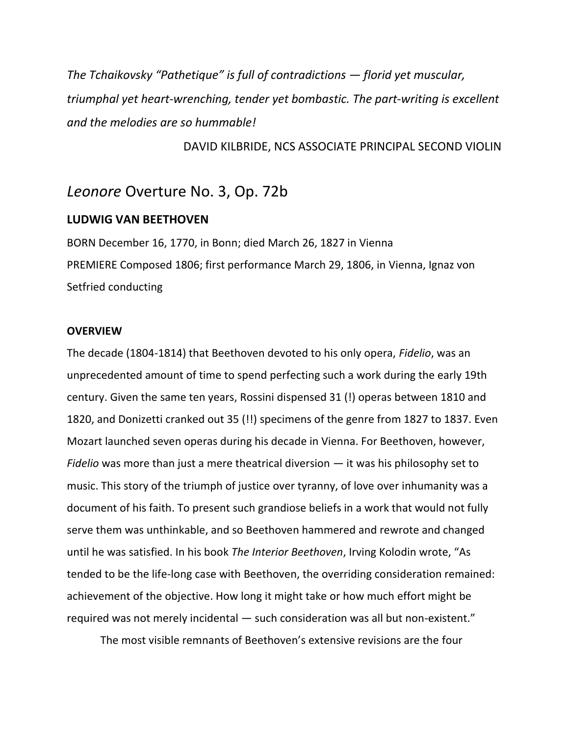*The Tchaikovsky "Pathetique" is full of contradictions — florid yet muscular, triumphal yet heart-wrenching, tender yet bombastic. The part-writing is excellent and the melodies are so hummable!*

DAVID KILBRIDE, NCS ASSOCIATE PRINCIPAL SECOND VIOLIN

# *Leonore* Overture No. 3, Op. 72b

**LUDWIG VAN BEETHOVEN**

BORN December 16, 1770, in Bonn; died March 26, 1827 in Vienna

PREMIERE Composed 1806; first performance March 29, 1806, in Vienna, Ignaz von Setfried conducting

**OVERVIEW**

The decade (1804-1814) that Beethoven devoted to his only opera, *Fidelio*, was an unprecedented amount of time to spend perfecting such a work during the early 19th century. Given the same ten years, Rossini dispensed 31 (!) operas between 1810 and 1820, and Donizetti cranked out 35 (!!) specimens of the genre from 1827 to 1837. Even Mozart launched seven operas during his decade in Vienna. For Beethoven, however, *Fidelio* was more than just a mere theatrical diversion — it was his philosophy set to music. This story of the triumph of justice over tyranny, of love over inhumanity was a document of his faith. To present such grandiose beliefs in a work that would not fully serve them was unthinkable, and so Beethoven hammered and rewrote and changed until he was satisfied. In his book *The Interior Beethoven*, Irving Kolodin wrote, "As tended to be the life-long case with Beethoven, the overriding consideration remained: achievement of the objective. How long it might take or how much effort might be required was not merely incidental — such consideration was all but non-existent."

The most visible remnants of Beethoven's extensive revisions are the four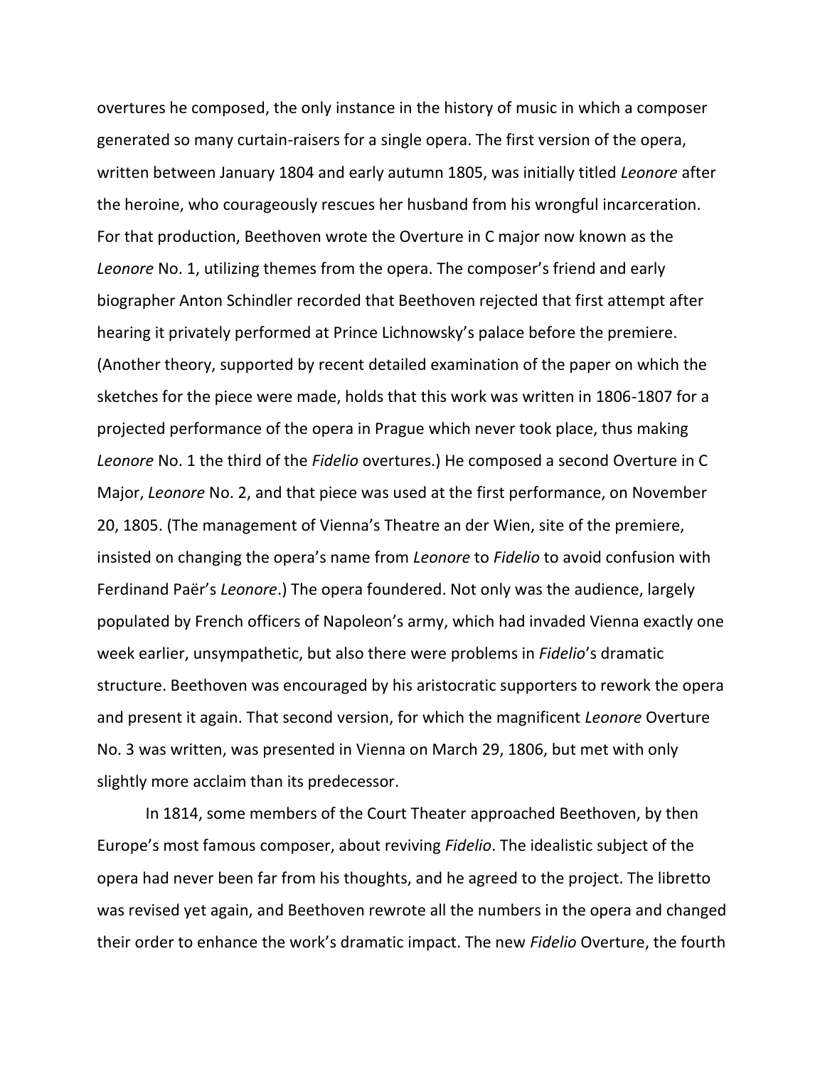overtures he composed, the only instance in the history of music in which a composer generated so many curtain-raisers for a single opera. The first version of the opera, written between January 1804 and early autumn 1805, was initially titled *Leonore* after the heroine, who courageously rescues her husband from his wrongful incarceration. For that production, Beethoven wrote the Overture in C major now known as the *Leonore* No. 1, utilizing themes from the opera. The composer's friend and early biographer Anton Schindler recorded that Beethoven rejected that first attempt after hearing it privately performed at Prince Lichnowsky's palace before the premiere. (Another theory, supported by recent detailed examination of the paper on which the sketches for the piece were made, holds that this work was written in 1806-1807 for a projected performance of the opera in Prague which never took place, thus making *Leonore* No. 1 the third of the *Fidelio* overtures.) He composed a second Overture in C Major, *Leonore* No. 2, and that piece was used at the first performance, on November 20, 1805. (The management of Vienna's Theatre an der Wien, site of the premiere, insisted on changing the opera's name from *Leonore* to *Fidelio* to avoid confusion with Ferdinand Paër's *Leonore*.) The opera foundered. Not only was the audience, largely populated by French officers of Napoleon's army, which had invaded Vienna exactly one week earlier, unsympathetic, but also there were problems in *Fidelio*'s dramatic structure. Beethoven was encouraged by his aristocratic supporters to rework the opera and present it again. That second version, for which the magnificent *Leonore* Overture No. 3 was written, was presented in Vienna on March 29, 1806, but met with only slightly more acclaim than its predecessor.

In 1814, some members of the Court Theater approached Beethoven, by then Europe's most famous composer, about reviving *Fidelio*. The idealistic subject of the opera had never been far from his thoughts, and he agreed to the project. The libretto was revised yet again, and Beethoven rewrote all the numbers in the opera and changed their order to enhance the work's dramatic impact. The new *Fidelio* Overture, the fourth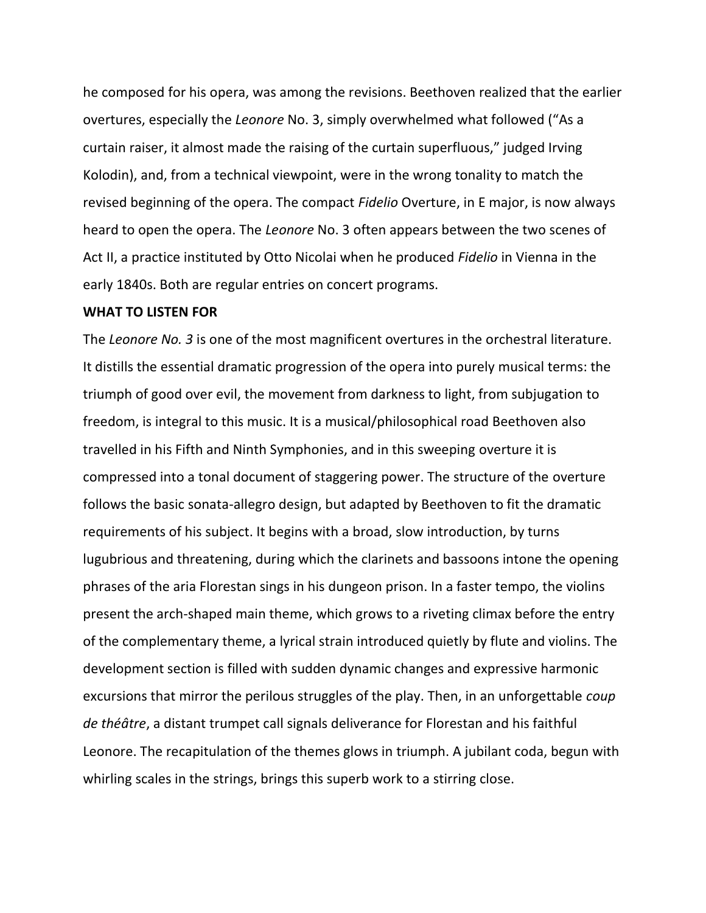he composed for his opera, was among the revisions. Beethoven realized that the earlier overtures, especially the *Leonore* No. 3, simply overwhelmed what followed ("As a curtain raiser, it almost made the raising of the curtain superfluous," judged Irving Kolodin), and, from a technical viewpoint, were in the wrong tonality to match the revised beginning of the opera. The compact *Fidelio* Overture, in E major, is now always heard to open the opera. The *Leonore* No. 3 often appears between the two scenes of Act II, a practice instituted by Otto Nicolai when he produced *Fidelio* in Vienna in the early 1840s. Both are regular entries on concert programs.

**WHAT TO LISTEN FOR**

The *Leonore No. 3* is one of the most magnificent overtures in the orchestral literature. It distills the essential dramatic progression of the opera into purely musical terms: the triumph of good over evil, the movement from darkness to light, from subjugation to freedom, is integral to this music. It is a musical/philosophical road Beethoven also travelled in his Fifth and Ninth Symphonies, and in this sweeping overture it is compressed into a tonal document of staggering power. The structure of the overture follows the basic sonata-allegro design, but adapted by Beethoven to fit the dramatic requirements of his subject. It begins with a broad, slow introduction, by turns lugubrious and threatening, during which the clarinets and bassoons intone the opening phrases of the aria Florestan sings in his dungeon prison. In a faster tempo, the violins present the arch-shaped main theme, which grows to a riveting climax before the entry of the complementary theme, a lyrical strain introduced quietly by flute and violins. The development section is filled with sudden dynamic changes and expressive harmonic excursions that mirror the perilous struggles of the play. Then, in an unforgettable *coup de théâtre*, a distant trumpet call signals deliverance for Florestan and his faithful Leonore. The recapitulation of the themes glows in triumph. A jubilant coda, begun with whirling scales in the strings, brings this superb work to a stirring close.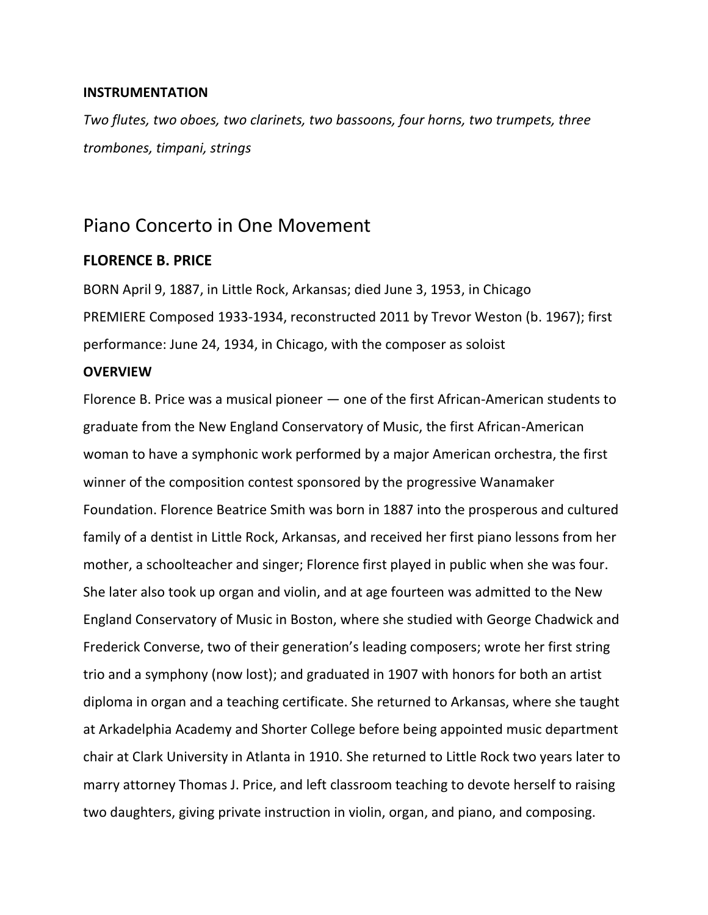**INSTRUMENTATION**

*Two flutes, two oboes, two clarinets, two bassoons, four horns, two trumpets, three trombones, timpani, strings*

## Piano Concerto in One Movement

**FLORENCE B. PRICE**

BORN April 9, 1887, in Little Rock, Arkansas; died June 3, 1953, in Chicago
PREMIERE Composed 1933-1934, reconstructed 2011 by Trevor Weston (b. 1967); first performance: June 24, 1934, in Chicago, with the composer as soloist

**OVERVIEW**

Florence B. Price was a musical pioneer — one of the first African-American students to graduate from the New England Conservatory of Music, the first African-American woman to have a symphonic work performed by a major American orchestra, the first winner of the composition contest sponsored by the progressive Wanamaker Foundation. Florence Beatrice Smith was born in 1887 into the prosperous and cultured family of a dentist in Little Rock, Arkansas, and received her first piano lessons from her mother, a schoolteacher and singer; Florence first played in public when she was four. She later also took up organ and violin, and at age fourteen was admitted to the New England Conservatory of Music in Boston, where she studied with George Chadwick and Frederick Converse, two of their generation's leading composers; wrote her first string trio and a symphony (now lost); and graduated in 1907 with honors for both an artist diploma in organ and a teaching certificate. She returned to Arkansas, where she taught at Arkadelphia Academy and Shorter College before being appointed music department chair at Clark University in Atlanta in 1910. She returned to Little Rock two years later to marry attorney Thomas J. Price, and left classroom teaching to devote herself to raising two daughters, giving private instruction in violin, organ, and piano, and composing.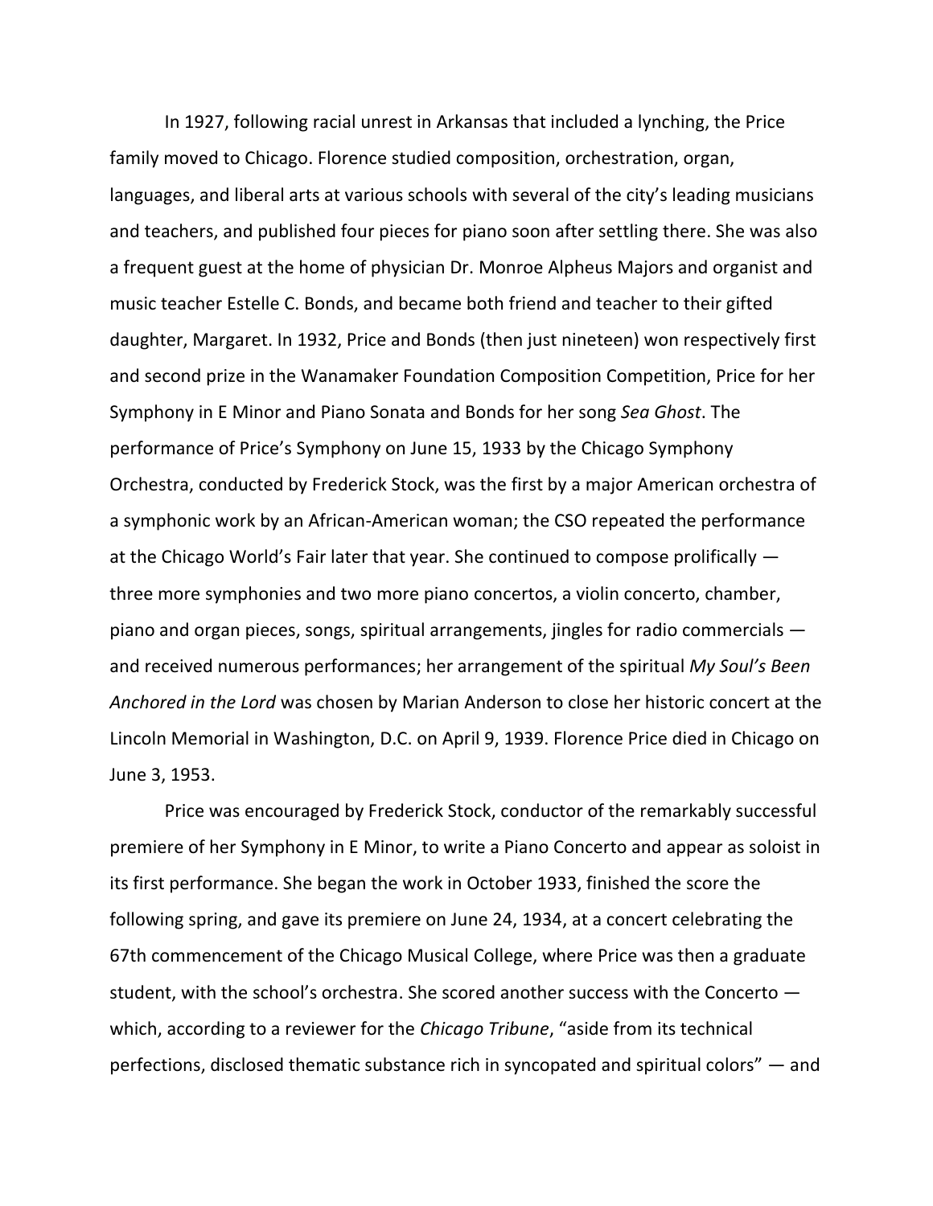In 1927, following racial unrest in Arkansas that included a lynching, the Price family moved to Chicago. Florence studied composition, orchestration, organ, languages, and liberal arts at various schools with several of the city's leading musicians and teachers, and published four pieces for piano soon after settling there. She was also a frequent guest at the home of physician Dr. Monroe Alpheus Majors and organist and music teacher Estelle C. Bonds, and became both friend and teacher to their gifted daughter, Margaret. In 1932, Price and Bonds (then just nineteen) won respectively first and second prize in the Wanamaker Foundation Composition Competition, Price for her Symphony in E Minor and Piano Sonata and Bonds for her song *Sea Ghost*. The performance of Price's Symphony on June 15, 1933 by the Chicago Symphony Orchestra, conducted by Frederick Stock, was the first by a major American orchestra of a symphonic work by an African-American woman; the CSO repeated the performance at the Chicago World's Fair later that year. She continued to compose prolifically — three more symphonies and two more piano concertos, a violin concerto, chamber, piano and organ pieces, songs, spiritual arrangements, jingles for radio commercials — and received numerous performances; her arrangement of the spiritual *My Soul's Been Anchored in the Lord* was chosen by Marian Anderson to close her historic concert at the Lincoln Memorial in Washington, D.C. on April 9, 1939. Florence Price died in Chicago on June 3, 1953.

Price was encouraged by Frederick Stock, conductor of the remarkably successful premiere of her Symphony in E Minor, to write a Piano Concerto and appear as soloist in its first performance. She began the work in October 1933, finished the score the following spring, and gave its premiere on June 24, 1934, at a concert celebrating the 67th commencement of the Chicago Musical College, where Price was then a graduate student, with the school's orchestra. She scored another success with the Concerto — which, according to a reviewer for the *Chicago Tribune*, "aside from its technical perfections, disclosed thematic substance rich in syncopated and spiritual colors" — and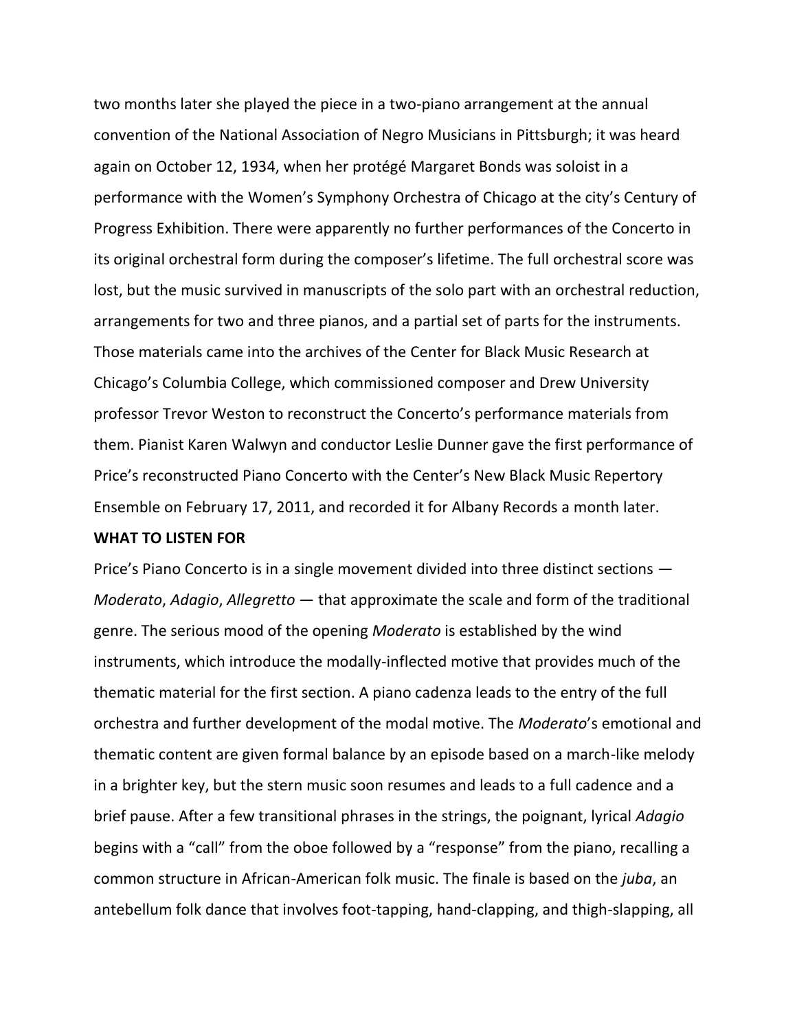two months later she played the piece in a two-piano arrangement at the annual convention of the National Association of Negro Musicians in Pittsburgh; it was heard again on October 12, 1934, when her protégé Margaret Bonds was soloist in a performance with the Women's Symphony Orchestra of Chicago at the city's Century of Progress Exhibition. There were apparently no further performances of the Concerto in its original orchestral form during the composer's lifetime. The full orchestral score was lost, but the music survived in manuscripts of the solo part with an orchestral reduction, arrangements for two and three pianos, and a partial set of parts for the instruments. Those materials came into the archives of the Center for Black Music Research at Chicago's Columbia College, which commissioned composer and Drew University professor Trevor Weston to reconstruct the Concerto's performance materials from them. Pianist Karen Walwyn and conductor Leslie Dunner gave the first performance of Price's reconstructed Piano Concerto with the Center's New Black Music Repertory Ensemble on February 17, 2011, and recorded it for Albany Records a month later.

**WHAT TO LISTEN FOR**

Price's Piano Concerto is in a single movement divided into three distinct sections — *Moderato*, *Adagio*, *Allegretto* — that approximate the scale and form of the traditional genre. The serious mood of the opening *Moderato* is established by the wind instruments, which introduce the modally-inflected motive that provides much of the thematic material for the first section. A piano cadenza leads to the entry of the full orchestra and further development of the modal motive. The *Moderato*'s emotional and thematic content are given formal balance by an episode based on a march-like melody in a brighter key, but the stern music soon resumes and leads to a full cadence and a brief pause. After a few transitional phrases in the strings, the poignant, lyrical *Adagio* begins with a "call" from the oboe followed by a "response" from the piano, recalling a common structure in African-American folk music. The finale is based on the *juba*, an antebellum folk dance that involves foot-tapping, hand-clapping, and thigh-slapping, all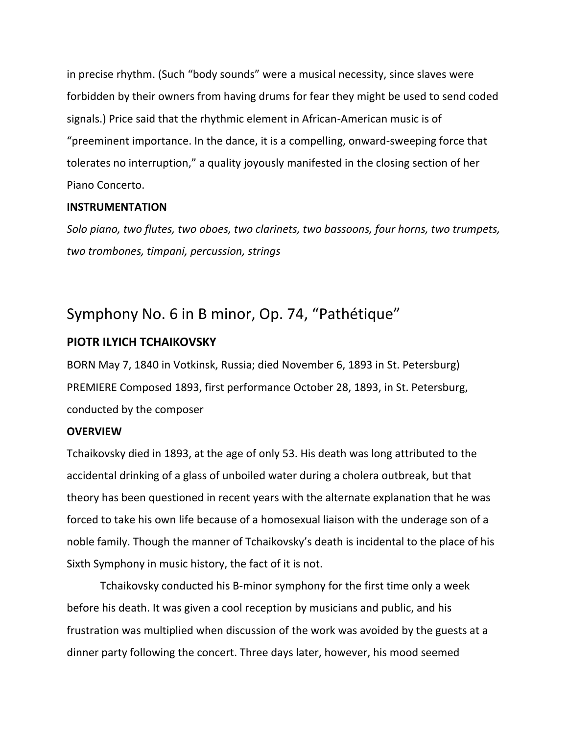in precise rhythm. (Such "body sounds" were a musical necessity, since slaves were forbidden by their owners from having drums for fear they might be used to send coded signals.) Price said that the rhythmic element in African-American music is of "preeminent importance. In the dance, it is a compelling, onward-sweeping force that tolerates no interruption," a quality joyously manifested in the closing section of her Piano Concerto.

**INSTRUMENTATION**

*Solo piano, two flutes, two oboes, two clarinets, two bassoons, four horns, two trumpets, two trombones, timpani, percussion, strings*

## Symphony No. 6 in B minor, Op. 74, "Pathétique"

**PIOTR ILYICH TCHAIKOVSKY**

BORN May 7, 1840 in Votkinsk, Russia; died November 6, 1893 in St. Petersburg)

PREMIERE Composed 1893, first performance October 28, 1893, in St. Petersburg, conducted by the composer

**OVERVIEW**

Tchaikovsky died in 1893, at the age of only 53. His death was long attributed to the accidental drinking of a glass of unboiled water during a cholera outbreak, but that theory has been questioned in recent years with the alternate explanation that he was forced to take his own life because of a homosexual liaison with the underage son of a noble family. Though the manner of Tchaikovsky's death is incidental to the place of his Sixth Symphony in music history, the fact of it is not.

Tchaikovsky conducted his B-minor symphony for the first time only a week before his death. It was given a cool reception by musicians and public, and his frustration was multiplied when discussion of the work was avoided by the guests at a dinner party following the concert. Three days later, however, his mood seemed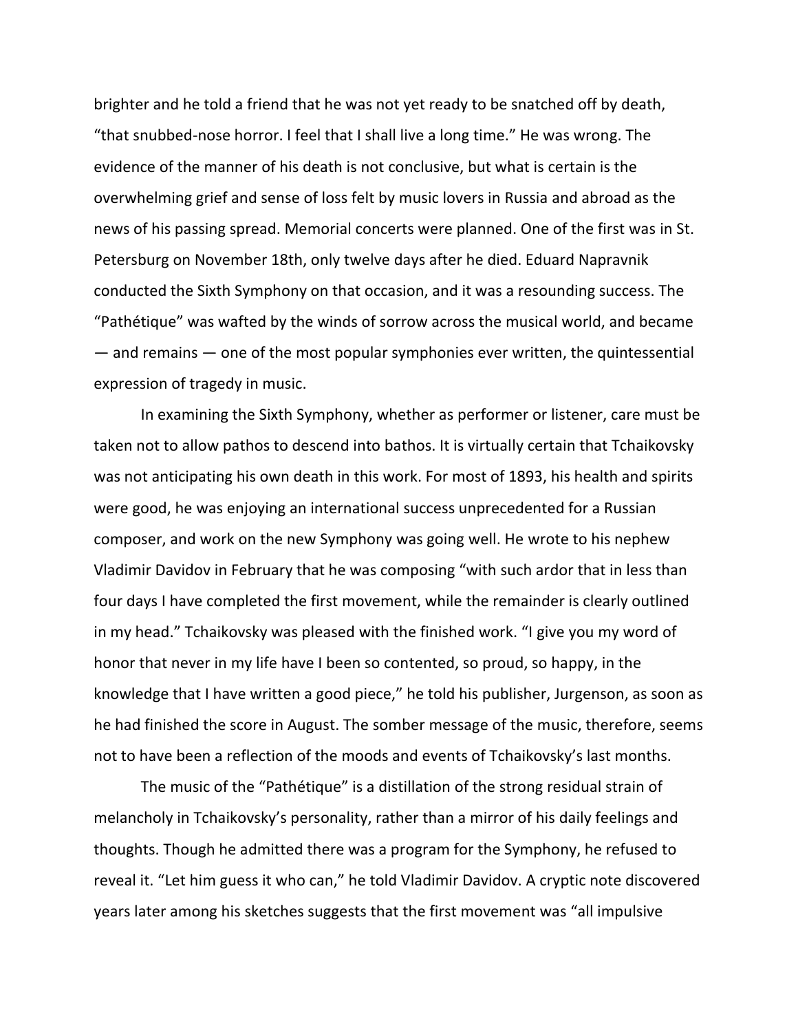brighter and he told a friend that he was not yet ready to be snatched off by death, “that snubbed-nose horror. I feel that I shall live a long time.” He was wrong. The evidence of the manner of his death is not conclusive, but what is certain is the overwhelming grief and sense of loss felt by music lovers in Russia and abroad as the news of his passing spread. Memorial concerts were planned. One of the first was in St. Petersburg on November 18th, only twelve days after he died. Eduard Napravnik conducted the Sixth Symphony on that occasion, and it was a resounding success. The “Pathétique” was wafted by the winds of sorrow across the musical world, and became — and remains — one of the most popular symphonies ever written, the quintessential expression of tragedy in music.

In examining the Sixth Symphony, whether as performer or listener, care must be taken not to allow pathos to descend into bathos. It is virtually certain that Tchaikovsky was not anticipating his own death in this work. For most of 1893, his health and spirits were good, he was enjoying an international success unprecedented for a Russian composer, and work on the new Symphony was going well. He wrote to his nephew Vladimir Davidov in February that he was composing “with such ardor that in less than four days I have completed the first movement, while the remainder is clearly outlined in my head.” Tchaikovsky was pleased with the finished work. “I give you my word of honor that never in my life have I been so contented, so proud, so happy, in the knowledge that I have written a good piece,” he told his publisher, Jurgenson, as soon as he had finished the score in August. The somber message of the music, therefore, seems not to have been a reflection of the moods and events of Tchaikovsky’s last months.

The music of the “Pathétique” is a distillation of the strong residual strain of melancholy in Tchaikovsky’s personality, rather than a mirror of his daily feelings and thoughts. Though he admitted there was a program for the Symphony, he refused to reveal it. “Let him guess it who can,” he told Vladimir Davidov. A cryptic note discovered years later among his sketches suggests that the first movement was “all impulsive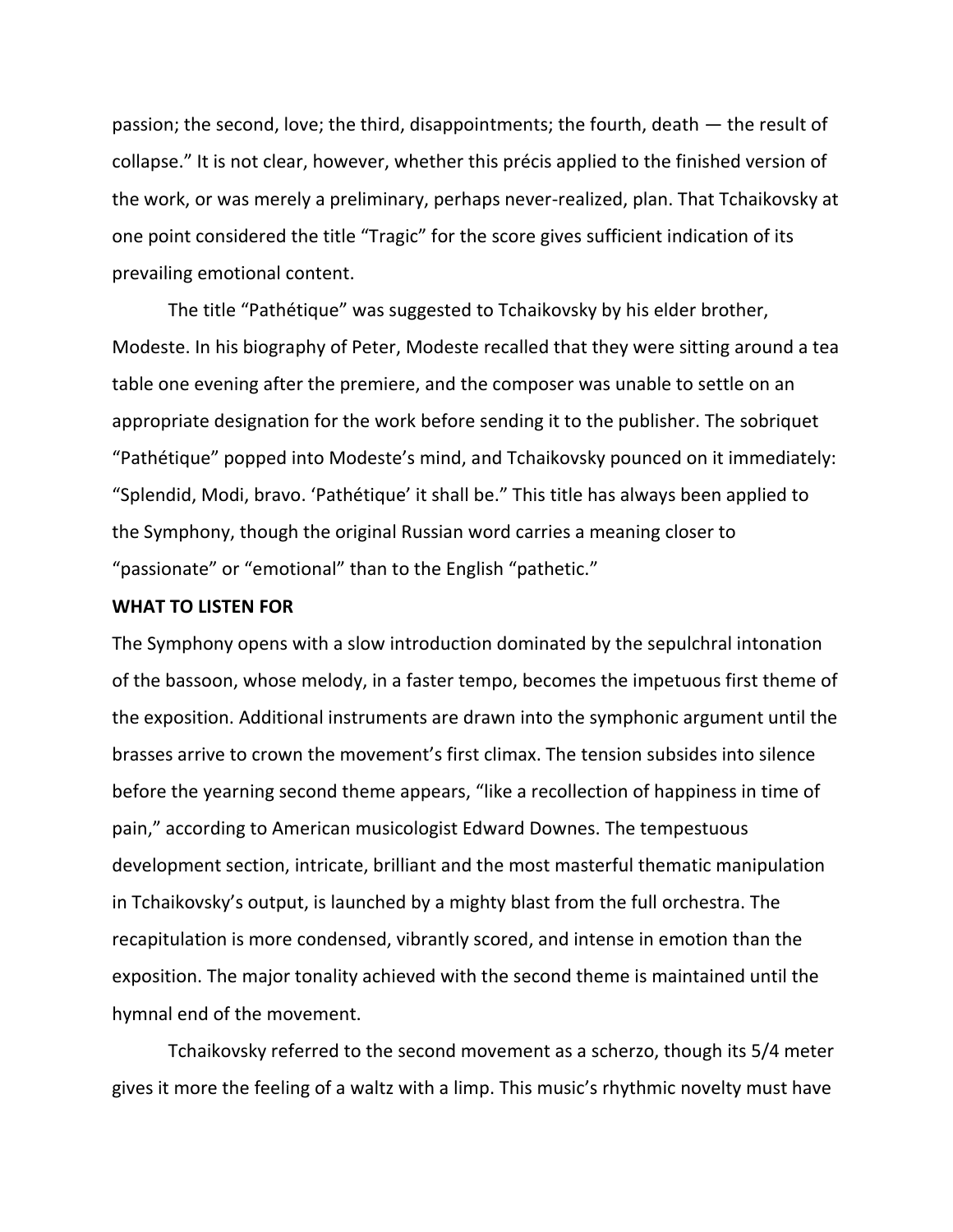passion; the second, love; the third, disappointments; the fourth, death — the result of collapse." It is not clear, however, whether this précis applied to the finished version of the work, or was merely a preliminary, perhaps never-realized, plan. That Tchaikovsky at one point considered the title "Tragic" for the score gives sufficient indication of its prevailing emotional content.

The title "Pathétique" was suggested to Tchaikovsky by his elder brother, Modeste. In his biography of Peter, Modeste recalled that they were sitting around a tea table one evening after the premiere, and the composer was unable to settle on an appropriate designation for the work before sending it to the publisher. The sobriquet "Pathétique" popped into Modeste's mind, and Tchaikovsky pounced on it immediately: "Splendid, Modi, bravo. 'Pathétique' it shall be." This title has always been applied to the Symphony, though the original Russian word carries a meaning closer to "passionate" or "emotional" than to the English "pathetic."

**WHAT TO LISTEN FOR**

The Symphony opens with a slow introduction dominated by the sepulchral intonation of the bassoon, whose melody, in a faster tempo, becomes the impetuous first theme of the exposition. Additional instruments are drawn into the symphonic argument until the brasses arrive to crown the movement's first climax. The tension subsides into silence before the yearning second theme appears, "like a recollection of happiness in time of pain," according to American musicologist Edward Downes. The tempestuous development section, intricate, brilliant and the most masterful thematic manipulation in Tchaikovsky's output, is launched by a mighty blast from the full orchestra. The recapitulation is more condensed, vibrantly scored, and intense in emotion than the exposition. The major tonality achieved with the second theme is maintained until the hymnal end of the movement.

Tchaikovsky referred to the second movement as a scherzo, though its 5/4 meter gives it more the feeling of a waltz with a limp. This music's rhythmic novelty must have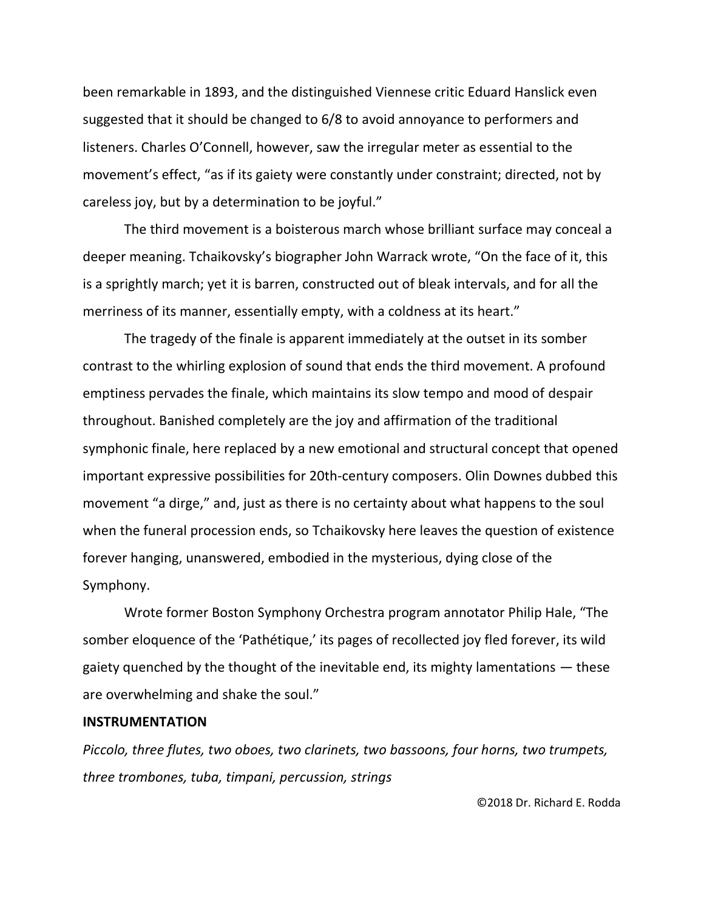been remarkable in 1893, and the distinguished Viennese critic Eduard Hanslick even suggested that it should be changed to 6/8 to avoid annoyance to performers and listeners. Charles O'Connell, however, saw the irregular meter as essential to the movement's effect, "as if its gaiety were constantly under constraint; directed, not by careless joy, but by a determination to be joyful."

The third movement is a boisterous march whose brilliant surface may conceal a deeper meaning. Tchaikovsky's biographer John Warrack wrote, "On the face of it, this is a sprightly march; yet it is barren, constructed out of bleak intervals, and for all the merriness of its manner, essentially empty, with a coldness at its heart."

The tragedy of the finale is apparent immediately at the outset in its somber contrast to the whirling explosion of sound that ends the third movement. A profound emptiness pervades the finale, which maintains its slow tempo and mood of despair throughout. Banished completely are the joy and affirmation of the traditional symphonic finale, here replaced by a new emotional and structural concept that opened important expressive possibilities for 20th-century composers. Olin Downes dubbed this movement "a dirge," and, just as there is no certainty about what happens to the soul when the funeral procession ends, so Tchaikovsky here leaves the question of existence forever hanging, unanswered, embodied in the mysterious, dying close of the Symphony.

Wrote former Boston Symphony Orchestra program annotator Philip Hale, "The somber eloquence of the 'Pathétique,' its pages of recollected joy fled forever, its wild gaiety quenched by the thought of the inevitable end, its mighty lamentations — these are overwhelming and shake the soul."

**INSTRUMENTATION**

*Piccolo, three flutes, two oboes, two clarinets, two bassoons, four horns, two trumpets, three trombones, tuba, timpani, percussion, strings*

©2018 Dr. Richard E. Rodda